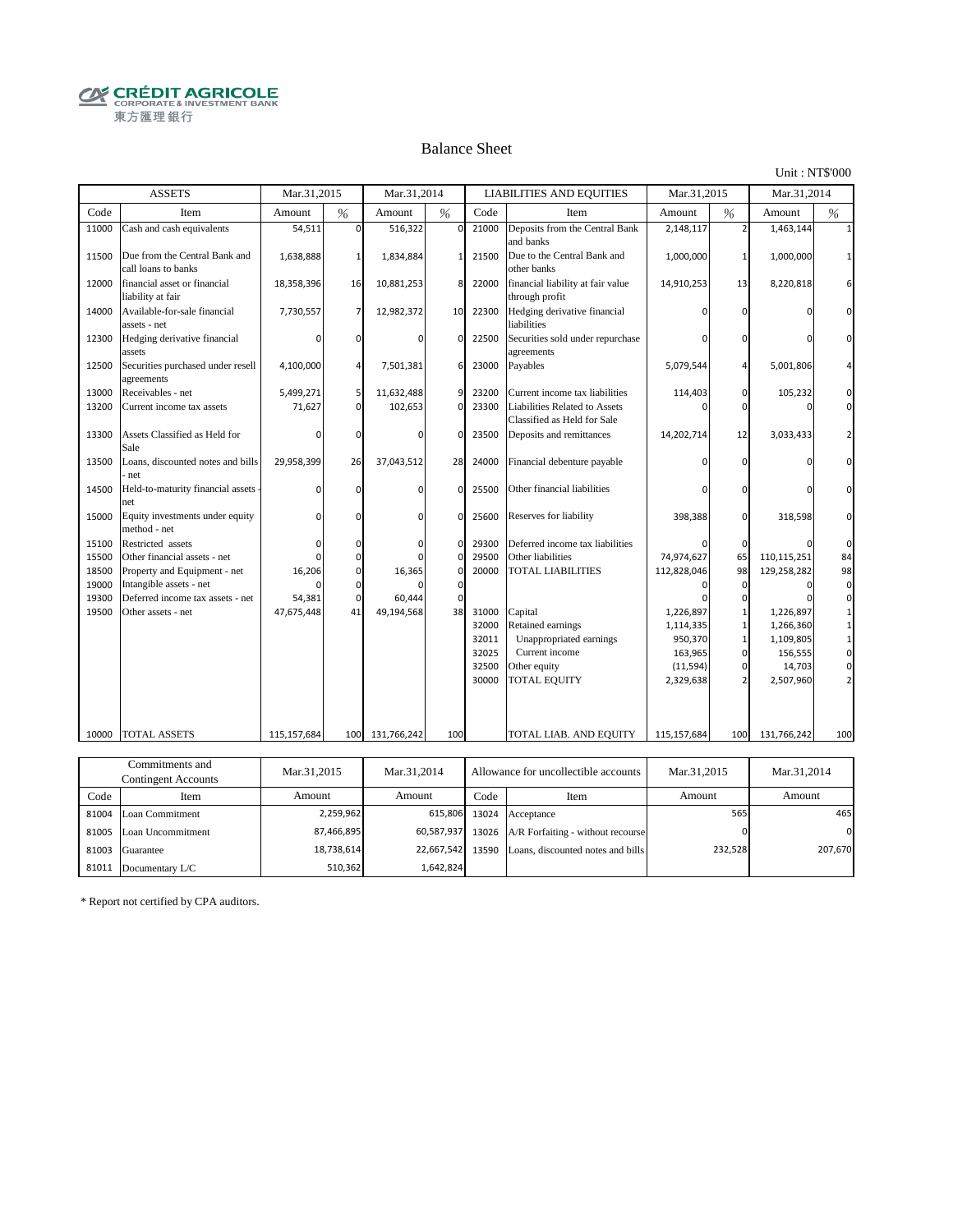CRÉDIT AGRICOLE
CORPORATE & INVESTMENT BANK
東方匯理銀行

# Balance Sheet

Unit : NT$'000

| ASSETS | | Mar.31,2015 | | Mar.31,2014 | | LIABILITIES AND EQUITIES | | Mar.31,2015 | | Mar.31,2014 | |
|---|---|---|---|---|---|---|---|---|---|---|---|
| Code | Item | Amount | % | Amount | % | Code | Item | Amount | % | Amount | % |
| 11000 | Cash and cash equivalents | 54,511 | 0 | 516,322 | 0 | 21000 | Deposits from the Central Bank and banks | 2,148,117 | 2 | 1,463,144 | 1 |
| 11500 | Due from the Central Bank and call loans to banks | 1,638,888 | 1 | 1,834,884 | 1 | 21500 | Due to the Central Bank and other banks | 1,000,000 | 1 | 1,000,000 | 1 |
| 12000 | financial asset or financial liability at fair | 18,358,396 | 16 | 10,881,253 | 8 | 22000 | financial liability at fair value through profit | 14,910,253 | 13 | 8,220,818 | 6 |
| 14000 | Available-for-sale financial assets - net | 7,730,557 | 7 | 12,982,372 | 10 | 22300 | Hedging derivative financial liabilities | 0 | 0 | 0 | 0 |
| 12300 | Hedging derivative financial assets | 0 | 0 | 0 | 0 | 22500 | Securities sold under repurchase agreements | 0 | 0 | 0 | 0 |
| 12500 | Securities purchased under resell agreements | 4,100,000 | 4 | 7,501,381 | 6 | 23000 | Payables | 5,079,544 | 4 | 5,001,806 | 4 |
| 13000 | Receivables - net | 5,499,271 | 5 | 11,632,488 | 9 | 23200 | Current income tax liabilities | 114,403 | 0 | 105,232 | 0 |
| 13200 | Current income tax assets | 71,627 | 0 | 102,653 | 0 | 23300 | Liabilities Related to Assets Classified as Held for Sale | 0 | 0 | 0 | 0 |
| 13300 | Assets Classified as Held for Sale | 0 | 0 | 0 | 0 | 23500 | Deposits and remittances | 14,202,714 | 12 | 3,033,433 | 2 |
| 13500 | Loans, discounted notes and bills - net | 29,958,399 | 26 | 37,043,512 | 28 | 24000 | Financial debenture payable | 0 | 0 | 0 | 0 |
| 14500 | Held-to-maturity financial assets - net | 0 | 0 | 0 | 0 | 25500 | Other financial liabilities | 0 | 0 | 0 | 0 |
| 15000 | Equity investments under equity method - net | 0 | 0 | 0 | 0 | 25600 | Reserves for liability | 398,388 | 0 | 318,598 | 0 |
| 15100 | Restricted assets | 0 | 0 | 0 | 0 | 29300 | Deferred income tax liabilities | 0 | 0 | 0 | 0 |
| 15500 | Other financial assets - net | 0 | 0 | 0 | 0 | 29500 | Other liabilities | 74,974,627 | 65 | 110,115,251 | 84 |
| 18500 | Property and Equipment - net | 16,206 | 0 | 16,365 | 0 | 20000 | TOTAL LIABILITIES | 112,828,046 | 98 | 129,258,282 | 98 |
| 19000 | Intangible assets - net | 0 | 0 | 0 | 0 | | | 0 | 0 | 0 | 0 |
| 19300 | Deferred income tax assets - net | 54,381 | 0 | 60,444 | 0 | | | 0 | 0 | 0 | 0 |
| 19500 | Other assets - net | 47,675,448 | 41 | 49,194,568 | 38 | 31000 | Capital | 1,226,897 | 1 | 1,226,897 | 1 |
| | | | | | | 32000 | Retained earnings | 1,114,335 | 1 | 1,266,360 | 1 |
| | | | | | | 32011 | Unappropriated earnings | 950,370 | 1 | 1,109,805 | 1 |
| | | | | | | 32025 | Current income | 163,965 | 0 | 156,555 | 0 |
| | | | | | | 32500 | Other equity | (11,594) | 0 | 14,703 | 0 |
| | | | | | | 30000 | TOTAL EQUITY | 2,329,638 | 2 | 2,507,960 | 2 |
| 10000 | TOTAL ASSETS | 115,157,684 | 100 | 131,766,242 | 100 | | TOTAL LIAB. AND EQUITY | 115,157,684 | 100 | 131,766,242 | 100 |

| Commitments and Contingent Accounts | | Mar.31,2015 | Mar.31,2014 | Allowance for uncollectible accounts | | Mar.31,2015 | Mar.31,2014 |
|---|---|---|---|---|---|---|---|
| Code | Item | Amount | Amount | Code | Item | Amount | Amount |
| 81004 | Loan Commitment | 2,259,962 | 615,806 | 13024 | Acceptance | 565 | 465 |
| 81005 | Loan Uncommitment | 87,466,895 | 60,587,937 | 13026 | A/R Forfaiting - without recourse | 0 | 0 |
| 81003 | Guarantee | 18,738,614 | 22,667,542 | 13590 | Loans, discounted notes and bills | 232,528 | 207,670 |
| 81011 | Documentary L/C | 510,362 | 1,642,824 | | | | |

* Report not certified by CPA auditors.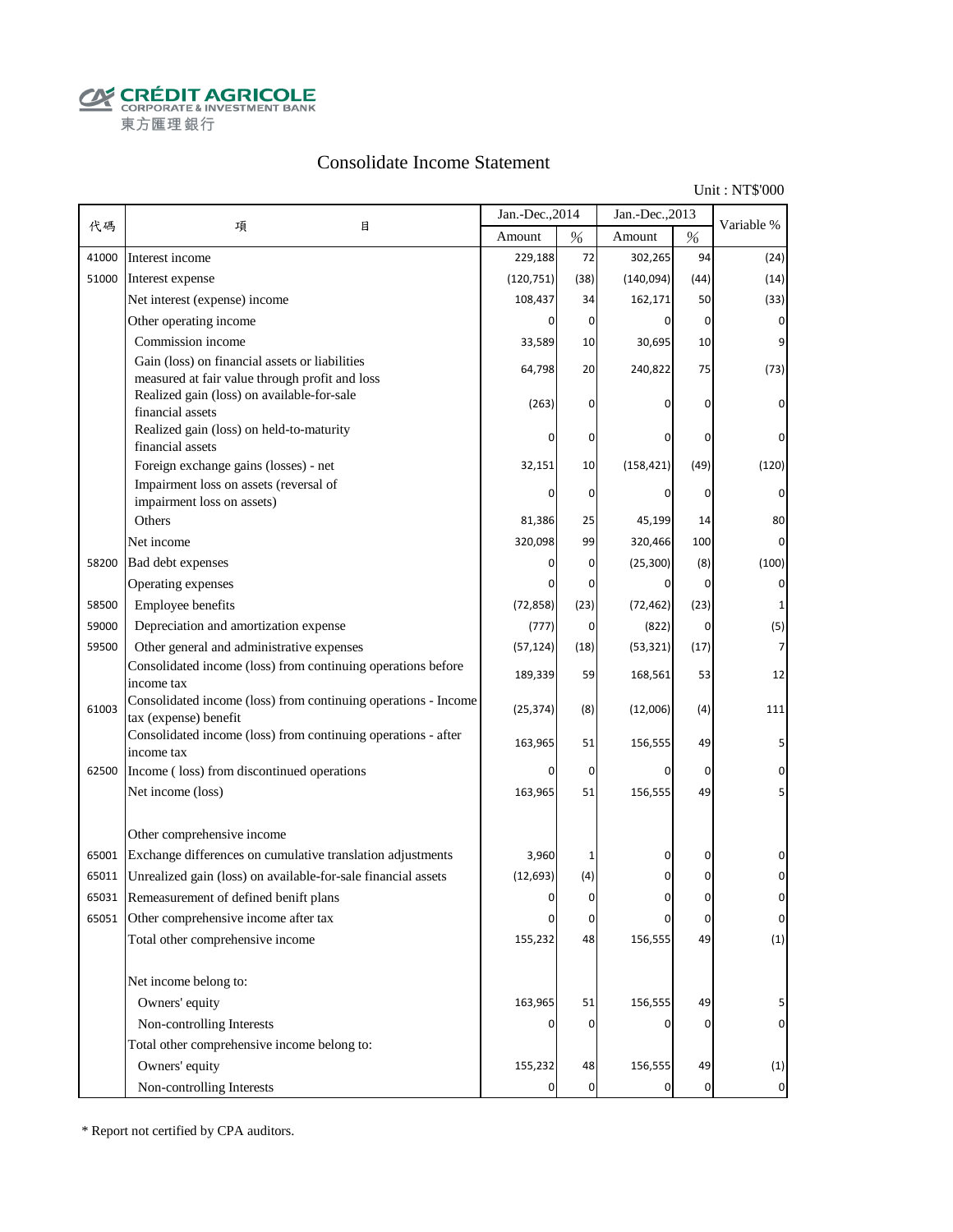CRÉDIT AGRICOLE
CORPORATE & INVESTMENT BANK
東方匯理銀行

# Consolidate Income Statement

Unit : NT$'000

| 代碼 | 項　　目 | Jan.-Dec.,2014 Amount | % | Jan.-Dec.,2013 Amount | % | Variable % |
|---|---|---|---|---|---|---|
| 41000 | Interest income | 229,188 | 72 | 302,265 | 94 | (24) |
| 51000 | Interest expense | (120,751) | (38) | (140,094) | (44) | (14) |
| | Net interest (expense) income | 108,437 | 34 | 162,171 | 50 | (33) |
| | Other operating income | 0 | 0 | 0 | 0 | 0 |
| | Commission income | 33,589 | 10 | 30,695 | 10 | 9 |
| | Gain (loss) on financial assets or liabilities measured at fair value through profit and loss | 64,798 | 20 | 240,822 | 75 | (73) |
| | Realized gain (loss) on available-for-sale financial assets | (263) | 0 | 0 | 0 | 0 |
| | Realized gain (loss) on held-to-maturity financial assets | 0 | 0 | 0 | 0 | 0 |
| | Foreign exchange gains (losses) - net | 32,151 | 10 | (158,421) | (49) | (120) |
| | Impairment loss on assets (reversal of impairment loss on assets) | 0 | 0 | 0 | 0 | 0 |
| | Others | 81,386 | 25 | 45,199 | 14 | 80 |
| | Net income | 320,098 | 99 | 320,466 | 100 | 0 |
| 58200 | Bad debt expenses | 0 | 0 | (25,300) | (8) | (100) |
| | Operating expenses | 0 | 0 | 0 | 0 | 0 |
| 58500 | Employee benefits | (72,858) | (23) | (72,462) | (23) | 1 |
| 59000 | Depreciation and amortization expense | (777) | 0 | (822) | 0 | (5) |
| 59500 | Other general and administrative expenses | (57,124) | (18) | (53,321) | (17) | 7 |
| | Consolidated income (loss) from continuing operations before income tax | 189,339 | 59 | 168,561 | 53 | 12 |
| 61003 | Consolidated income (loss) from continuing operations - Income tax (expense) benefit | (25,374) | (8) | (12,006) | (4) | 111 |
| | Consolidated income (loss) from continuing operations - after income tax | 163,965 | 51 | 156,555 | 49 | 5 |
| 62500 | Income ( loss) from discontinued operations | 0 | 0 | 0 | 0 | 0 |
| | Net income (loss) | 163,965 | 51 | 156,555 | 49 | 5 |
| | | | | | | |
| | Other comprehensive income | | | | | |
| 65001 | Exchange differences on cumulative translation adjustments | 3,960 | 1 | 0 | 0 | 0 |
| 65011 | Unrealized gain (loss) on available-for-sale financial assets | (12,693) | (4) | 0 | 0 | 0 |
| 65031 | Remeasurement of defined benift plans | 0 | 0 | 0 | 0 | 0 |
| 65051 | Other comprehensive income after tax | 0 | 0 | 0 | 0 | 0 |
| | Total other comprehensive income | 155,232 | 48 | 156,555 | 49 | (1) |
| | | | | | | |
| | Net income belong to: | | | | | |
| | Owners' equity | 163,965 | 51 | 156,555 | 49 | 5 |
| | Non-controlling Interests | 0 | 0 | 0 | 0 | 0 |
| | Total other comprehensive income belong to: | | | | | |
| | Owners' equity | 155,232 | 48 | 156,555 | 49 | (1) |
| | Non-controlling Interests | 0 | 0 | 0 | 0 | 0 |

* Report not certified by CPA auditors.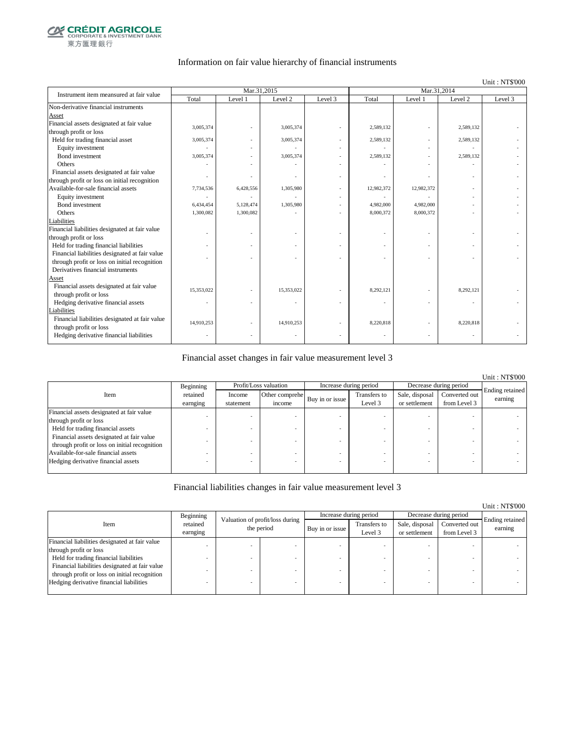CRÉDIT AGRICOLE
CORPORATE & INVESTMENT BANK
東方匯理銀行

## Information on fair value hierarchy of financial instruments

Unit : NT$'000

| Instrument item measured at fair value | Mar.31,2015 | | | | Mar.31,2014 | | | |
|---|---|---|---|---|---|---|---|---|
| | Total | Level 1 | Level 2 | Level 3 | Total | Level 1 | Level 2 | Level 3 |
| Non-derivative financial instruments | | | | | | | | |
| Asset | | | | | | | | |
| Financial assets designated at fair value through profit or loss | 3,005,374 | - | 3,005,374 | - | 2,589,132 | - | 2,589,132 | - |
| Held for trading financial asset | 3,005,374 | - | 3,005,374 | - | 2,589,132 | - | 2,589,132 | - |
| Equity investment | - | - | - | - | - | - | - | - |
| Bond investment | 3,005,374 | - | 3,005,374 | - | 2,589,132 | - | 2,589,132 | - |
| Others | - | - | - | - | - | - | - | - |
| Financial assets designated at fair value through profit or loss on initial recognition | - | - | - | - | - | - | - | - |
| Available-for-sale financial assets | 7,734,536 | 6,428,556 | 1,305,980 | - | 12,982,372 | 12,982,372 | - | - |
| Equity investment | - | - | - | - | - | - | - | - |
| Bond investment | 6,434,454 | 5,128,474 | 1,305,980 | - | 4,982,000 | 4,982,000 | - | - |
| Others | 1,300,082 | 1,300,082 | - | - | 8,000,372 | 8,000,372 | - | - |
| Liabilities | | | | | | | | |
| Financial liabilities designated at fair value through profit or loss | - | - | - | - | - | - | - | - |
| Held for trading financial liabilities | - | - | - | - | - | - | - | - |
| Financial liabilities designated at fair value through profit or loss on initial recognition | - | - | - | - | - | - | - | - |
| Derivatives financial instruments | | | | | | | | |
| Asset | | | | | | | | |
| Financial assets designated at fair value through profit or loss | 15,353,022 | - | 15,353,022 | - | 8,292,121 | - | 8,292,121 | - |
| Hedging derivative financial assets | - | - | - | - | - | - | - | - |
| Liabilities | | | | | | | | |
| Financial liabilities designated at fair value through profit or loss | 14,910,253 | - | 14,910,253 | - | 8,220,818 | - | 8,220,818 | - |
| Hedging derivative financial liabilities | - | - | - | - | - | - | - | - |

## Financial asset changes in fair value measurement level 3

Unit : NT$'000

| Item | Beginning retained earnging | Profit/Loss valuation | | Increase during period | | Decrease during period | | Ending retained earning |
|---|---|---|---|---|---|---|---|---|
| | | Income statement | Other comprehe income | Buy in or issue | Transfers to Level 3 | Sale, disposal or settlement | Converted out from Level 3 | |
| Financial assets designated at fair value through profit or loss | - | - | - | - | - | - | - | - |
| Held for trading financial assets | - | - | - | - | - | - | - | - |
| Financial assets designated at fair value through profit or loss on initial recognition | - | - | - | - | - | - | - | - |
| Available-for-sale financial assets | - | - | - | - | - | - | - | - |
| Hedging derivative financial assets | - | - | - | - | - | - | - | - |

## Financial liabilities changes in fair value measurement level 3

Unit : NT$'000

| Item | Beginning retained earnging | Valuation of profit/loss during the period | | Increase during period | | Decrease during period | | Ending retained earning |
|---|---|---|---|---|---|---|---|---|
| | | | | Buy in or issue | Transfers to Level 3 | Sale, disposal or settlement | Converted out from Level 3 | |
| Financial liabilities designated at fair value through profit or loss | - | - | - | - | - | - | - | - |
| Held for trading financial liabilities | - | - | - | - | - | - | - | - |
| Financial liabilities designated at fair value through profit or loss on initial recognition | - | - | - | - | - | - | - | - |
| Hedging derivative financial liabilities | - | - | - | - | - | - | - | - |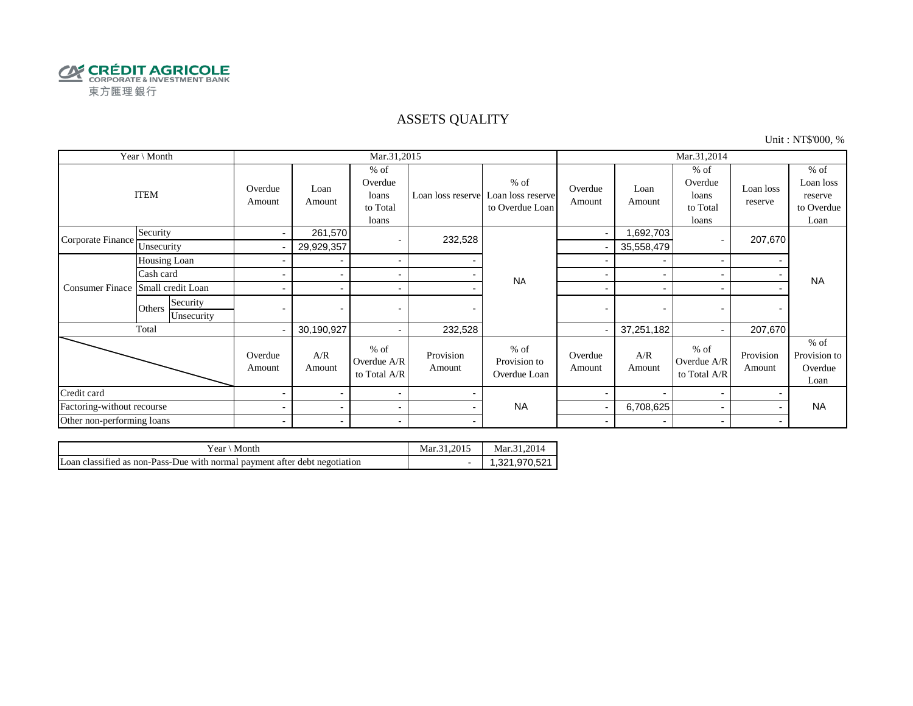CRÉDIT AGRICOLE
CORPORATE & INVESTMENT BANK
東方匯理銀行

# ASSETS QUALITY

Unit : NT$'000, %

| Year \ Month | | | Mar.31,2015 | | | | | Mar.31,2014 | | | | |
|---|---|---|---|---|---|---|---|---|---|---|---|---|
| ITEM | | | Overdue Amount | Loan Amount | % of Overdue loans to Total loans | Loan loss reserve | % of Loan loss reserve to Overdue Loan | Overdue Amount | Loan Amount | % of Overdue loans to Total loans | Loan loss reserve | % of Loan loss reserve to Overdue Loan |
| Corporate Finance | Security | | - | 261,570 | - | 232,528 | NA | - | 1,692,703 | - | 207,670 | NA |
| | Unsecurity | | - | 29,929,357 | | | | - | 35,558,479 | | | |
| Consumer Finace | Housing Loan | | - | - | - | - | | - | - | - | - | |
| | Cash card | | - | - | - | - | | - | - | - | - | |
| | Small credit Loan | | - | - | - | - | | - | - | - | - | |
| | Others | Security | - | - | - | - | | - | - | - | - | |
| | | Unsecurity | | | | | | | | | | |
| Total | | | - | 30,190,927 | - | 232,528 | | - | 37,251,182 | - | 207,670 | |
| | | | Overdue Amount | A/R Amount | % of Overdue A/R to Total A/R | Provision Amount | % of Provision to Overdue Loan | Overdue Amount | A/R Amount | % of Overdue A/R to Total A/R | Provision Amount | % of Provision to Overdue Loan |
| Credit card | | | - | - | - | - | NA | - | - | - | - | NA |
| Factoring-without recourse | | | - | - | - | - | | - | 6,708,625 | - | - | |
| Other non-performing loans | | | - | - | - | - | | - | - | - | - | |

| Year \ Month | Mar.31,2015 | Mar.31,2014 |
|---|---|---|
| Loan classified as non-Pass-Due with normal payment after debt negotiation | - | 1,321,970,521 |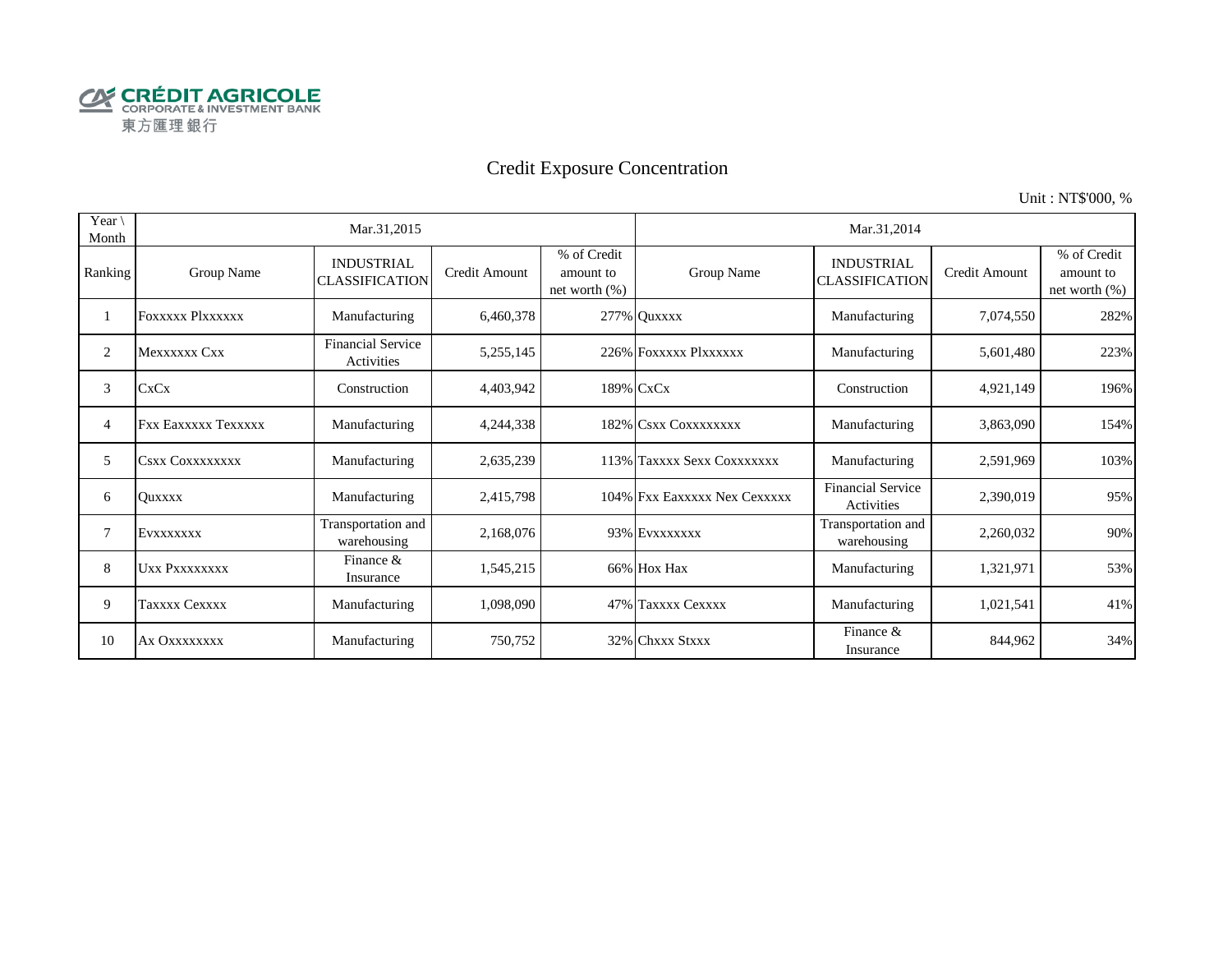CRÉDIT AGRICOLE
CORPORATE & INVESTMENT BANK
東方匯理銀行

# Credit Exposure Concentration

Unit : NT$'000, %

| Year \ Month | Mar.31,2015 | | | | Mar.31,2014 | | | |
|---|---|---|---|---|---|---|---|---|
| Ranking | Group Name | INDUSTRIAL CLASSIFICATION | Credit Amount | % of Credit amount to net worth (%) | Group Name | INDUSTRIAL CLASSIFICATION | Credit Amount | % of Credit amount to net worth (%) |
| 1 | Foxxxxx Plxxxxxx | Manufacturing | 6,460,378 | 277% | Quxxxx | Manufacturing | 7,074,550 | 282% |
| 2 | Mexxxxxx Cxx | Financial Service Activities | 5,255,145 | 226% | Foxxxxx Plxxxxxx | Manufacturing | 5,601,480 | 223% |
| 3 | CxCx | Construction | 4,403,942 | 189% | CxCx | Construction | 4,921,149 | 196% |
| 4 | Fxx Eaxxxxx Texxxxx | Manufacturing | 4,244,338 | 182% | Csxx Coxxxxxxxx | Manufacturing | 3,863,090 | 154% |
| 5 | Csxx Coxxxxxxxx | Manufacturing | 2,635,239 | 113% | Taxxxx Sexx Coxxxxxxx | Manufacturing | 2,591,969 | 103% |
| 6 | Quxxxx | Manufacturing | 2,415,798 | 104% | Fxx Eaxxxxx Nex Cexxxxx | Financial Service Activities | 2,390,019 | 95% |
| 7 | Evxxxxxxx | Transportation and warehousing | 2,168,076 | 93% | Evxxxxxxx | Transportation and warehousing | 2,260,032 | 90% |
| 8 | Uxx Pxxxxxxxx | Finance & Insurance | 1,545,215 | 66% | Hox Hax | Manufacturing | 1,321,971 | 53% |
| 9 | Taxxxx Cexxxx | Manufacturing | 1,098,090 | 47% | Taxxxx Cexxxx | Manufacturing | 1,021,541 | 41% |
| 10 | Ax Oxxxxxxxx | Manufacturing | 750,752 | 32% | Chxxx Stxxx | Finance & Insurance | 844,962 | 34% |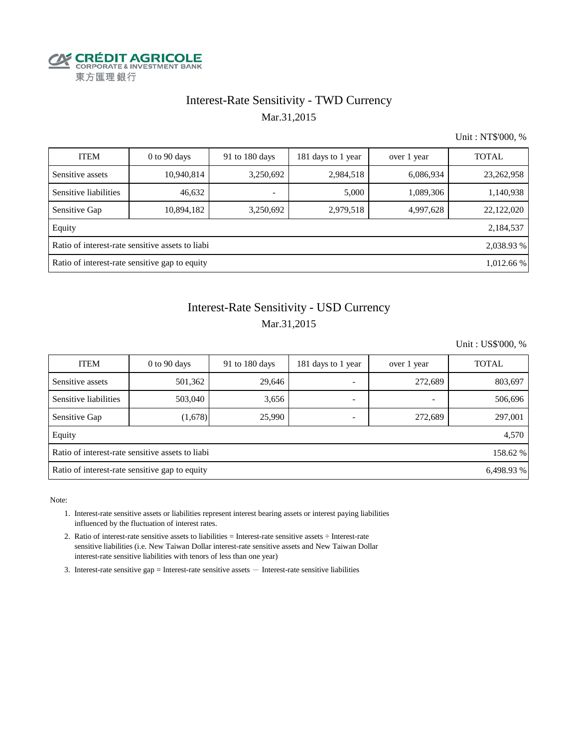CRÉDIT AGRICOLE
CORPORATE & INVESTMENT BANK
東方匯理銀行

# Interest-Rate Sensitivity - TWD Currency

Mar.31,2015

Unit : NT$'000, %

| ITEM | 0 to 90 days | 91 to 180 days | 181 days to 1 year | over 1 year | TOTAL |
|---|---|---|---|---|---|
| Sensitive assets | 10,940,814 | 3,250,692 | 2,984,518 | 6,086,934 | 23,262,958 |
| Sensitive liabilities | 46,632 | - | 5,000 | 1,089,306 | 1,140,938 |
| Sensitive Gap | 10,894,182 | 3,250,692 | 2,979,518 | 4,997,628 | 22,122,020 |
| Equity | | | | | 2,184,537 |
| Ratio of interest-rate sensitive assets to liabi | | | | | 2,038.93 % |
| Ratio of interest-rate sensitive gap to equity | | | | | 1,012.66 % |

# Interest-Rate Sensitivity - USD Currency

Mar.31,2015

Unit : US$'000, %

| ITEM | 0 to 90 days | 91 to 180 days | 181 days to 1 year | over 1 year | TOTAL |
|---|---|---|---|---|---|
| Sensitive assets | 501,362 | 29,646 | - | 272,689 | 803,697 |
| Sensitive liabilities | 503,040 | 3,656 | - | - | 506,696 |
| Sensitive Gap | (1,678) | 25,990 | - | 272,689 | 297,001 |
| Equity | | | | | 4,570 |
| Ratio of interest-rate sensitive assets to liabi | | | | | 158.62 % |
| Ratio of interest-rate sensitive gap to equity | | | | | 6,498.93 % |

Note:

1. Interest-rate sensitive assets or liabilities represent interest bearing assets or interest paying liabilities influenced by the fluctuation of interest rates.
2. Ratio of interest-rate sensitive assets to liabilities = Interest-rate sensitive assets ÷ Interest-rate sensitive liabilities (i.e. New Taiwan Dollar interest-rate sensitive assets and New Taiwan Dollar interest-rate sensitive liabilities with tenors of less than one year)
3. Interest-rate sensitive gap = Interest-rate sensitive assets − Interest-rate sensitive liabilities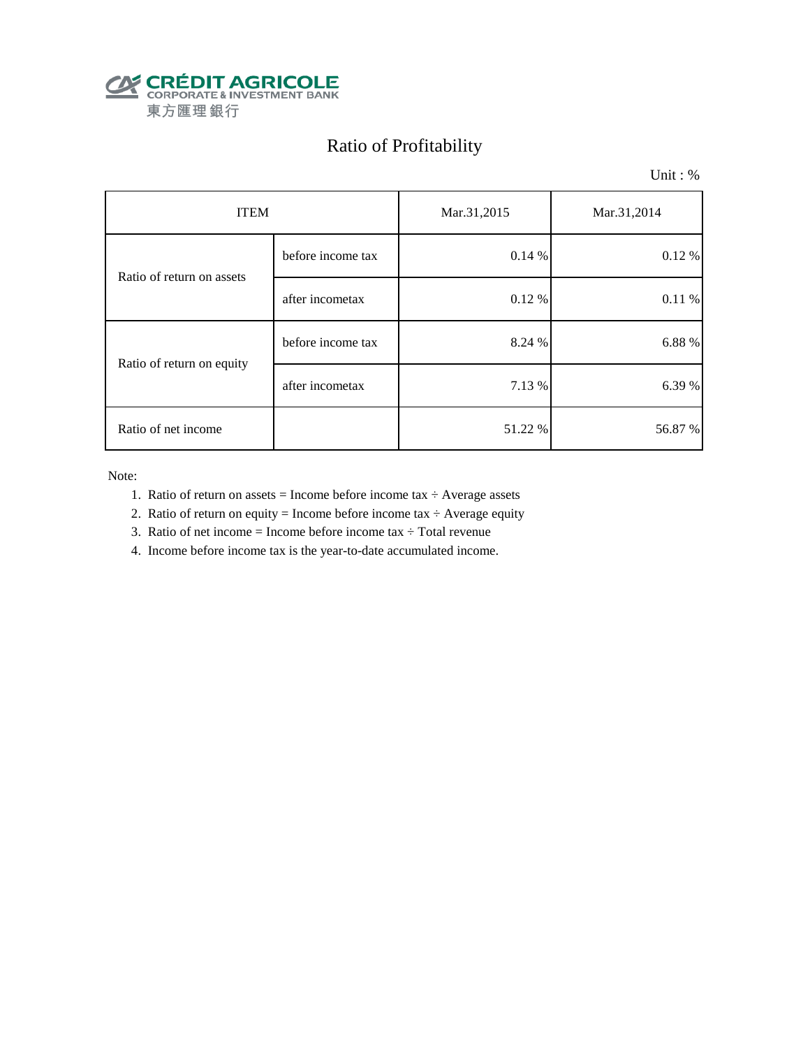CRÉDIT AGRICOLE
CORPORATE & INVESTMENT BANK
東方匯理銀行

# Ratio of Profitability

Unit : %

| ITEM | | Mar.31,2015 | Mar.31,2014 |
|---|---|---|---|
| Ratio of return on assets | before income tax | 0.14 % | 0.12 % |
| | after incometax | 0.12 % | 0.11 % |
| Ratio of return on equity | before income tax | 8.24 % | 6.88 % |
| | after incometax | 7.13 % | 6.39 % |
| Ratio of net income | | 51.22 % | 56.87 % |

Note:

1. Ratio of return on assets = Income before income tax ÷ Average assets
2. Ratio of return on equity = Income before income tax ÷ Average equity
3. Ratio of net income = Income before income tax ÷ Total revenue
4. Income before income tax is the year-to-date accumulated income.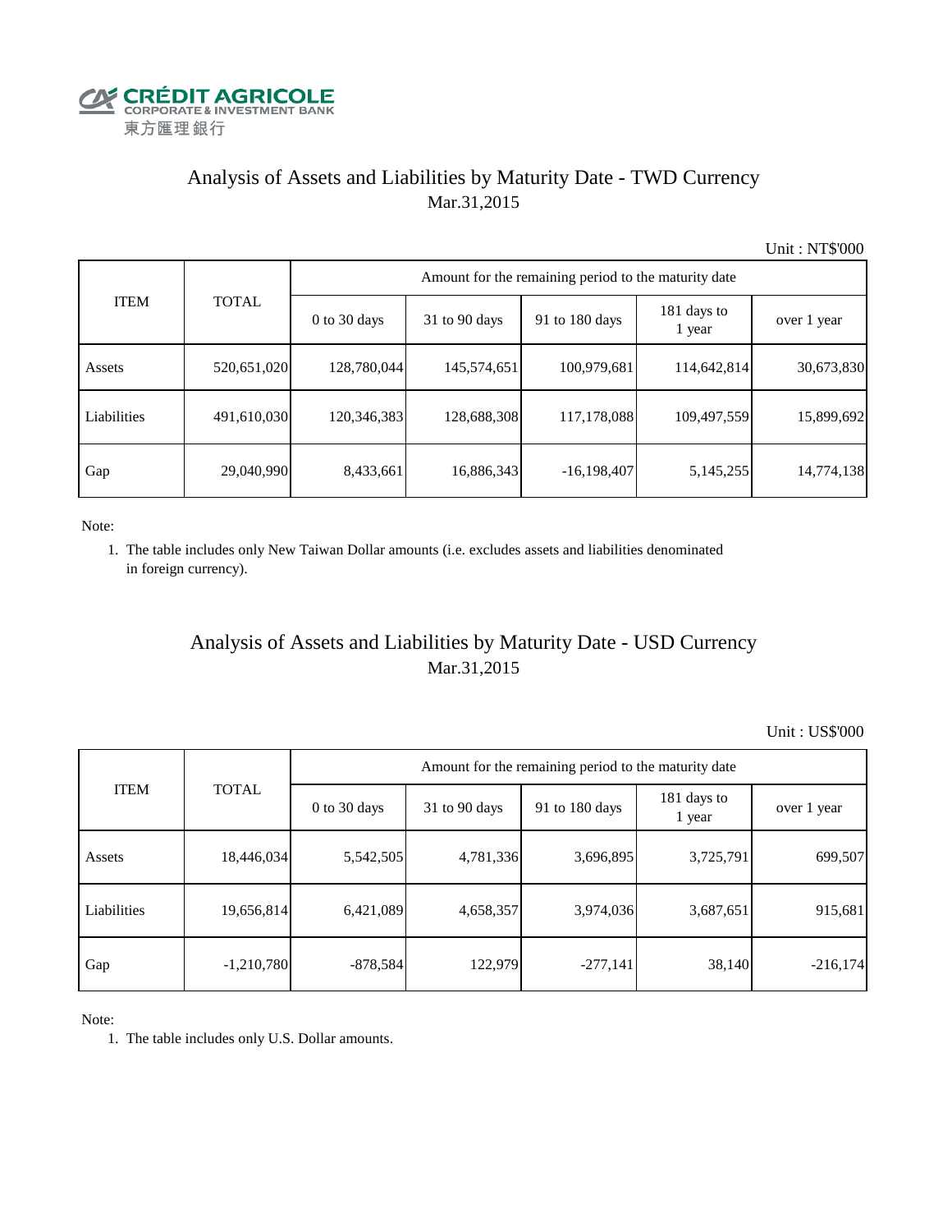CRÉDIT AGRICOLE
CORPORATE & INVESTMENT BANK
東方匯理銀行

# Analysis of Assets and Liabilities by Maturity Date - TWD Currency

Mar.31,2015

Unit : NT$'000

| ITEM | TOTAL | Amount for the remaining period to the maturity date | | | | |
|---|---|---|---|---|---|---|
| | | 0 to 30 days | 31 to 90 days | 91 to 180 days | 181 days to 1 year | over 1 year |
| Assets | 520,651,020 | 128,780,044 | 145,574,651 | 100,979,681 | 114,642,814 | 30,673,830 |
| Liabilities | 491,610,030 | 120,346,383 | 128,688,308 | 117,178,088 | 109,497,559 | 15,899,692 |
| Gap | 29,040,990 | 8,433,661 | 16,886,343 | -16,198,407 | 5,145,255 | 14,774,138 |

Note:

1. The table includes only New Taiwan Dollar amounts (i.e. excludes assets and liabilities denominated in foreign currency).

# Analysis of Assets and Liabilities by Maturity Date - USD Currency

Mar.31,2015

Unit : US$'000

| ITEM | TOTAL | Amount for the remaining period to the maturity date | | | | |
|---|---|---|---|---|---|---|
| | | 0 to 30 days | 31 to 90 days | 91 to 180 days | 181 days to 1 year | over 1 year |
| Assets | 18,446,034 | 5,542,505 | 4,781,336 | 3,696,895 | 3,725,791 | 699,507 |
| Liabilities | 19,656,814 | 6,421,089 | 4,658,357 | 3,974,036 | 3,687,651 | 915,681 |
| Gap | -1,210,780 | -878,584 | 122,979 | -277,141 | 38,140 | -216,174 |

Note:

1. The table includes only U.S. Dollar amounts.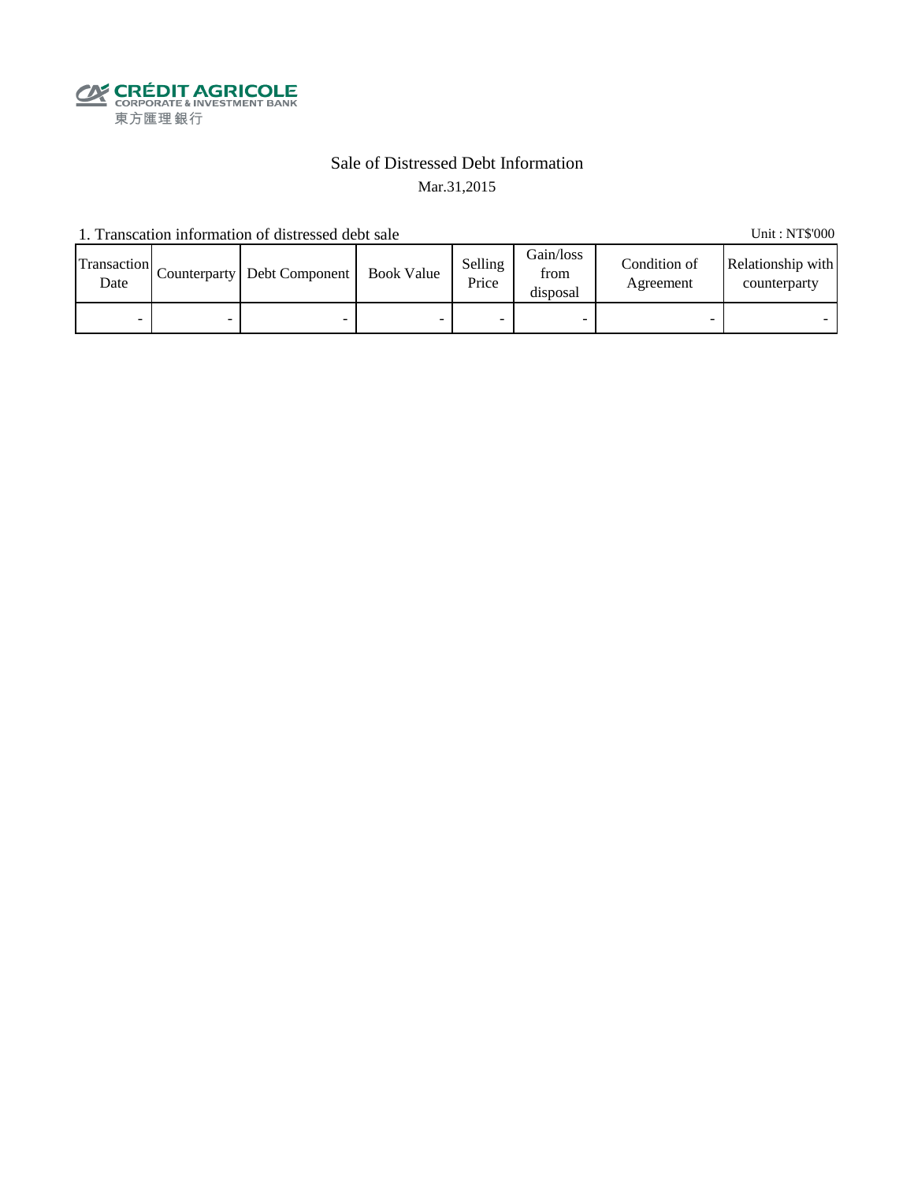CRÉDIT AGRICOLE
CORPORATE & INVESTMENT BANK
東方匯理銀行

# Sale of Distressed Debt Information

Mar.31,2015

1. Transcation information of distressed debt sale

Unit : NT$'000

| Transaction Date | Counterparty | Debt Component | Book Value | Selling Price | Gain/loss from disposal | Condition of Agreement | Relationship with counterparty |
|---|---|---|---|---|---|---|---|
| - | - | - | - | - | - | - | - |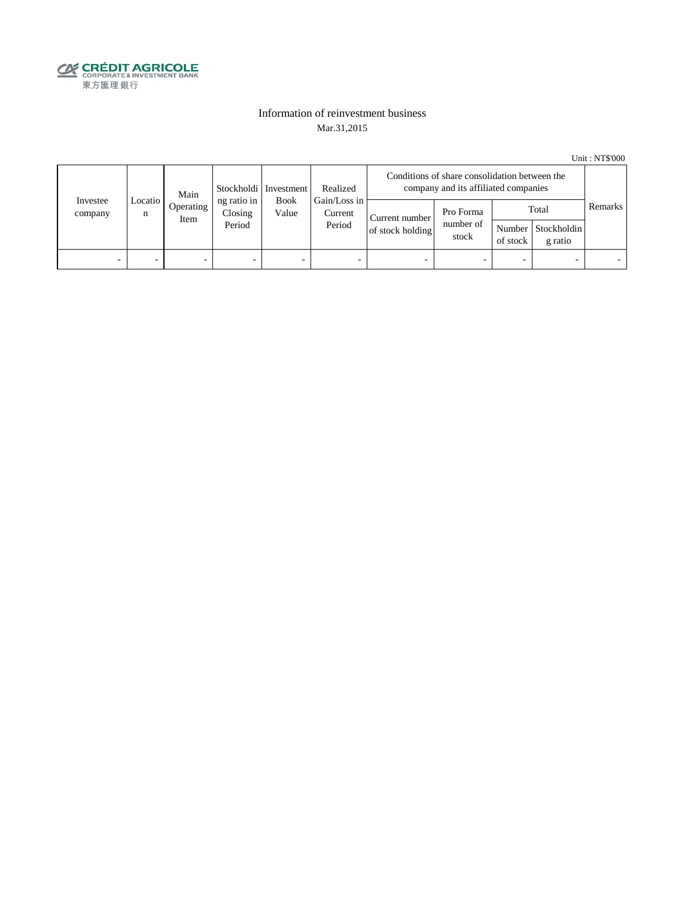CRÉDIT AGRICOLE
CORPORATE & INVESTMENT BANK
東方匯理銀行

# Information of reinvestment business

Mar.31,2015

Unit : NT$'000

| Investee company | Location | Main Operating Item | Stockholding ratio in Closing Period | Investment Book Value | Realized Gain/Loss in Current Period | Conditions of share consolidation between the company and its affiliated companies | | | | Remarks |
|---|---|---|---|---|---|---|---|---|---|---|
| | | | | | | Current number of stock holding | Pro Forma number of stock | Total | | |
| | | | | | | | | Number of stock | Stockholding ratio | |
| - | - | - | - | - | - | - | - | - | - | - |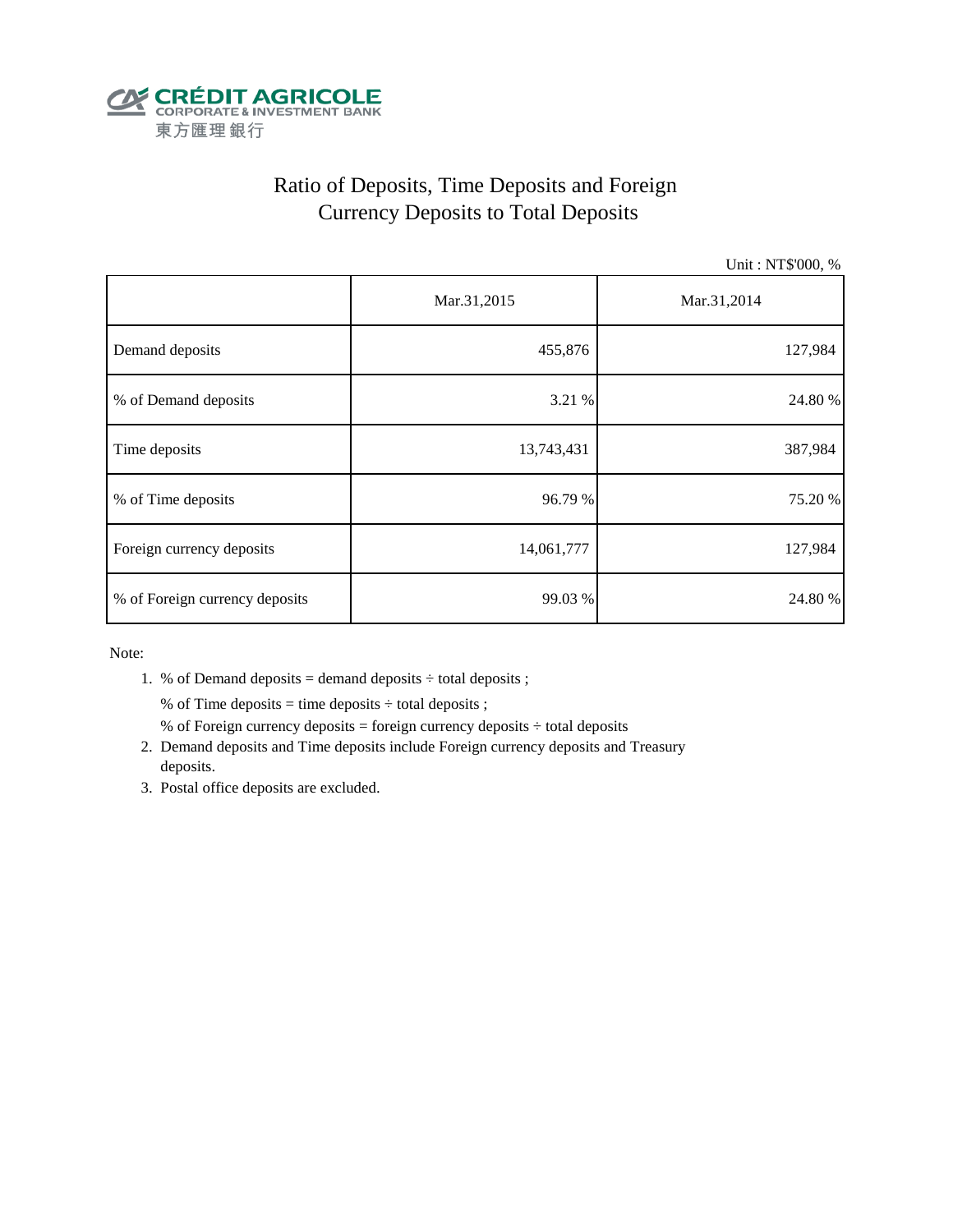CRÉDIT AGRICOLE
CORPORATE & INVESTMENT BANK
東方匯理銀行

# Ratio of Deposits, Time Deposits and Foreign Currency Deposits to Total Deposits

Unit : NT$'000, %

| | Mar.31,2015 | Mar.31,2014 |
|---|---:|---:|
| Demand deposits | 455,876 | 127,984 |
| % of Demand deposits | 3.21 % | 24.80 % |
| Time deposits | 13,743,431 | 387,984 |
| % of Time deposits | 96.79 % | 75.20 % |
| Foreign currency deposits | 14,061,777 | 127,984 |
| % of Foreign currency deposits | 99.03 % | 24.80 % |

Note:

1. % of Demand deposits = demand deposits ÷ total deposits ;
   % of Time deposits = time deposits ÷ total deposits ;
   % of Foreign currency deposits = foreign currency deposits ÷ total deposits
2. Demand deposits and Time deposits include Foreign currency deposits and Treasury deposits.
3. Postal office deposits are excluded.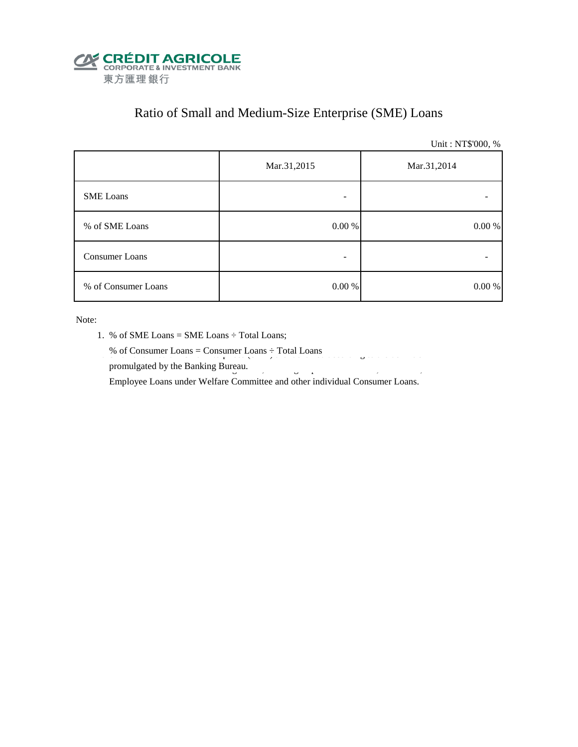CRÉDIT AGRICOLE
CORPORATE & INVESTMENT BANK
東方匯理銀行

# Ratio of Small and Medium-Size Enterprise (SME) Loans

Unit : NT$'000, %

| | Mar.31,2015 | Mar.31,2014 |
|---|---|---|
| SME Loans | - | - |
| % of SME Loans | 0.00 % | 0.00 % |
| Consumer Loans | - | - |
| % of Consumer Loans | 0.00 % | 0.00 % |

Note:

1. % of SME Loans = SME Loans ÷ Total Loans;

   % of Consumer Loans = Consumer Loans ÷ Total Loans

   promulgated by the Banking Bureau.

   Employee Loans under Welfare Committee and other individual Consumer Loans.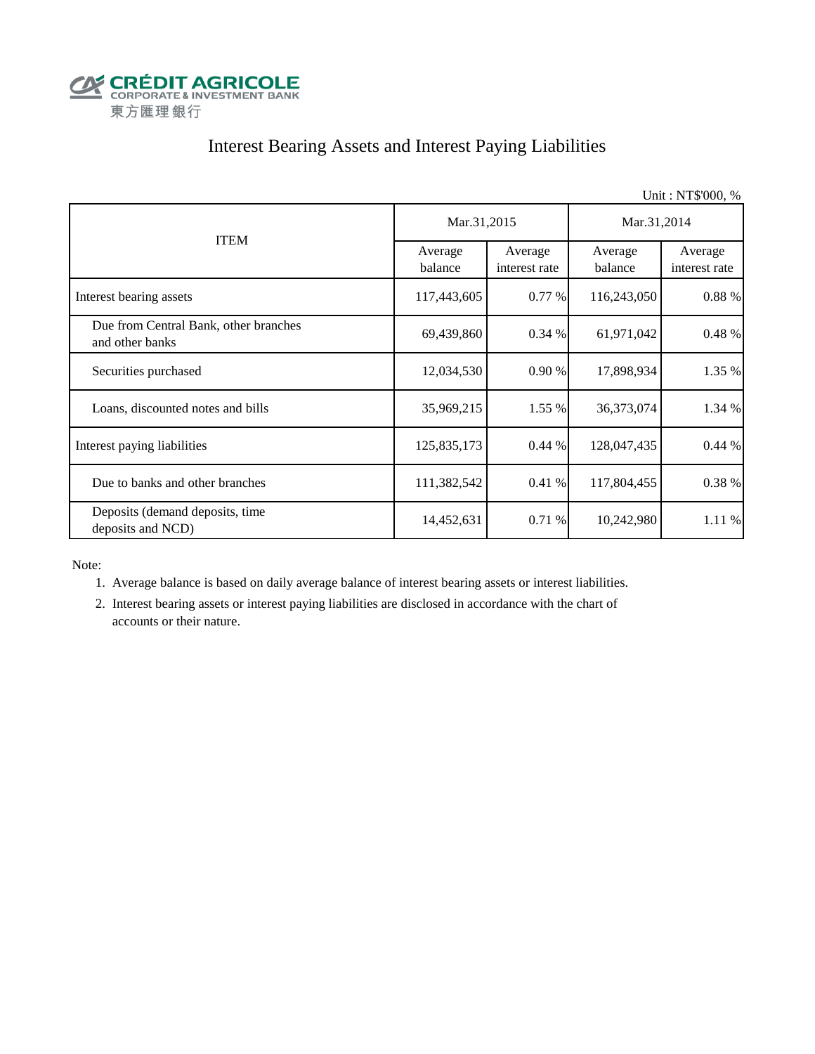CRÉDIT AGRICOLE
CORPORATE & INVESTMENT BANK
東方匯理銀行

# Interest Bearing Assets and Interest Paying Liabilities

Unit : NT$'000, %

| ITEM | Mar.31,2015 | | Mar.31,2014 | |
|---|---|---|---|---|
| | Average balance | Average interest rate | Average balance | Average interest rate |
| Interest bearing assets | 117,443,605 | 0.77 % | 116,243,050 | 0.88 % |
| Due from Central Bank, other branches and other banks | 69,439,860 | 0.34 % | 61,971,042 | 0.48 % |
| Securities purchased | 12,034,530 | 0.90 % | 17,898,934 | 1.35 % |
| Loans, discounted notes and bills | 35,969,215 | 1.55 % | 36,373,074 | 1.34 % |
| Interest paying liabilities | 125,835,173 | 0.44 % | 128,047,435 | 0.44 % |
| Due to banks and other branches | 111,382,542 | 0.41 % | 117,804,455 | 0.38 % |
| Deposits (demand deposits, time deposits and NCD) | 14,452,631 | 0.71 % | 10,242,980 | 1.11 % |

Note:

1. Average balance is based on daily average balance of interest bearing assets or interest liabilities.
2. Interest bearing assets or interest paying liabilities are disclosed in accordance with the chart of accounts or their nature.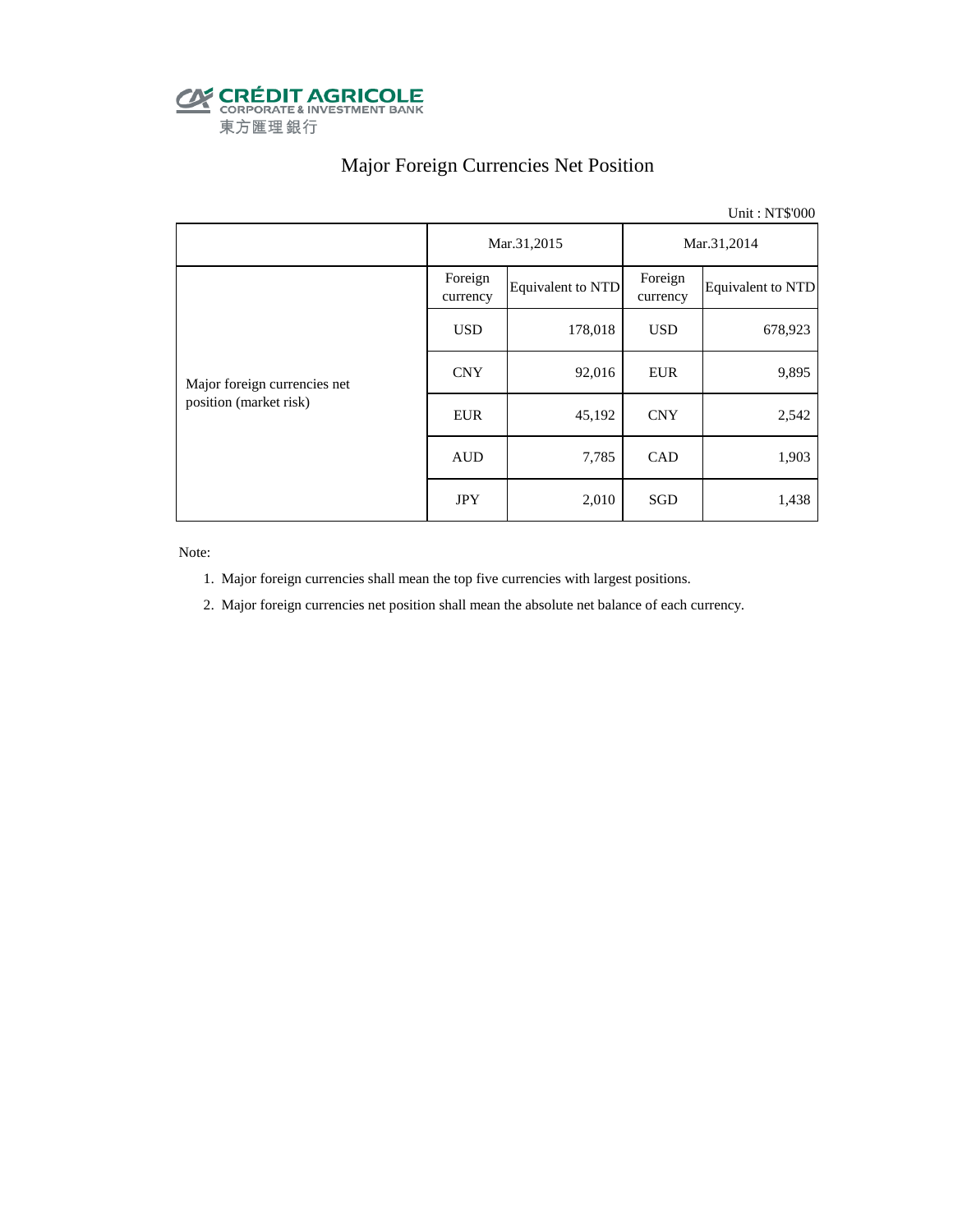CRÉDIT AGRICOLE
CORPORATE & INVESTMENT BANK
東方匯理銀行

# Major Foreign Currencies Net Position

Unit : NT$'000

| | Mar.31,2015 | | Mar.31,2014 | |
|---|---|---|---|---|
| | Foreign currency | Equivalent to NTD | Foreign currency | Equivalent to NTD |
| Major foreign currencies net position (market risk) | USD | 178,018 | USD | 678,923 |
| | CNY | 92,016 | EUR | 9,895 |
| | EUR | 45,192 | CNY | 2,542 |
| | AUD | 7,785 | CAD | 1,903 |
| | JPY | 2,010 | SGD | 1,438 |

Note:

1. Major foreign currencies shall mean the top five currencies with largest positions.
2. Major foreign currencies net position shall mean the absolute net balance of each currency.